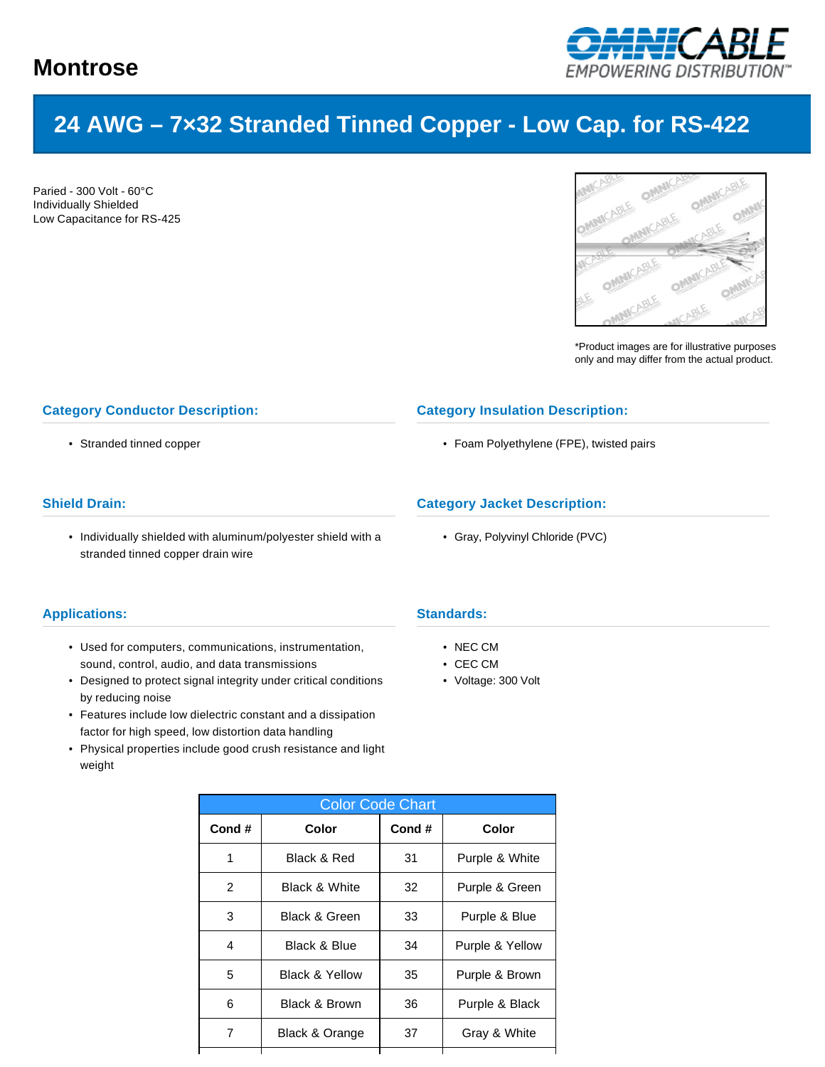# Montrose

OMNICABLE
EMPOWERING DISTRIBUTION™

## 24 AWG – 7×32 Stranded Tinned Copper - Low Cap. for RS-422

Paried - 300 Volt - 60°C
Individually Shielded
Low Capacitance for RS-425

*Product images are for illustrative purposes only and may differ from the actual product.

### Category Conductor Description:

- Stranded tinned copper

### Category Insulation Description:

- Foam Polyethylene (FPE), twisted pairs

### Shield Drain:

- Individually shielded with aluminum/polyester shield with a stranded tinned copper drain wire

### Category Jacket Description:

- Gray, Polyvinyl Chloride (PVC)

### Applications:

- Used for computers, communications, instrumentation, sound, control, audio, and data transmissions
- Designed to protect signal integrity under critical conditions by reducing noise
- Features include low dielectric constant and a dissipation factor for high speed, low distortion data handling
- Physical properties include good crush resistance and light weight

### Standards:

- NEC CM
- CEC CM
- Voltage: 300 Volt

| Color Code Chart | | | |
|---|---|---|---|
| **Cond #** | **Color** | **Cond #** | **Color** |
| 1 | Black & Red | 31 | Purple & White |
| 2 | Black & White | 32 | Purple & Green |
| 3 | Black & Green | 33 | Purple & Blue |
| 4 | Black & Blue | 34 | Purple & Yellow |
| 5 | Black & Yellow | 35 | Purple & Brown |
| 6 | Black & Brown | 36 | Purple & Black |
| 7 | Black & Orange | 37 | Gray & White |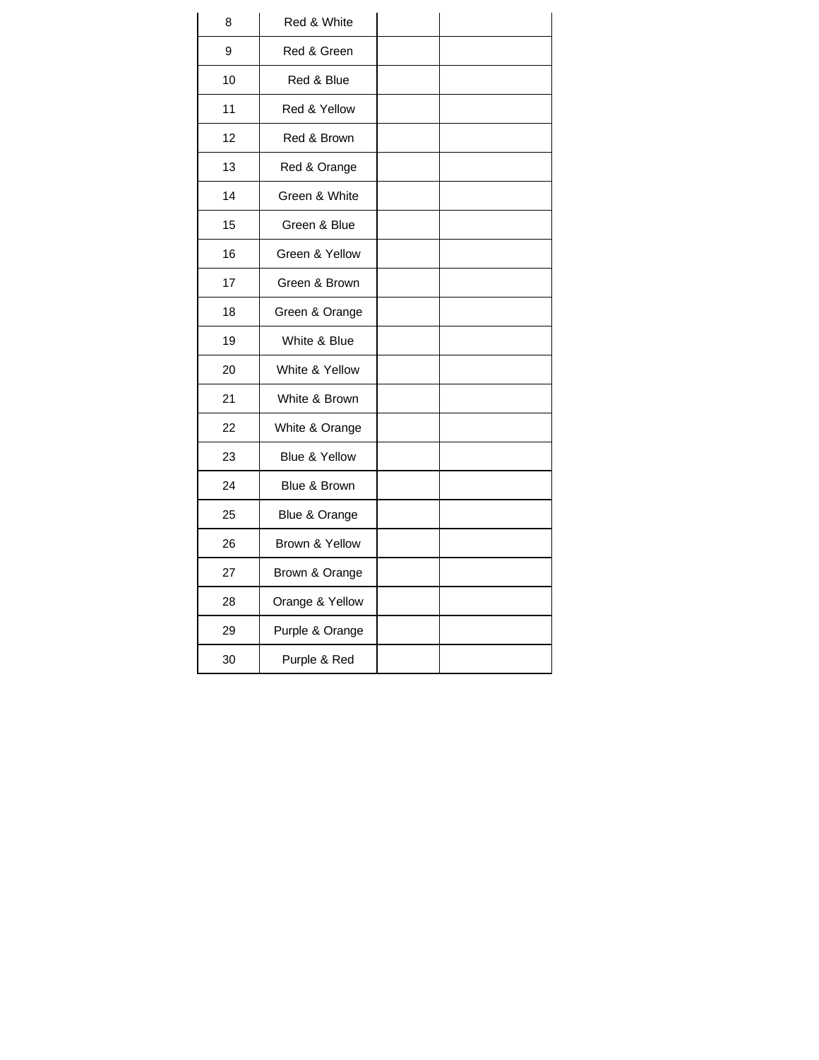| | | | |
|---|---|---|---|
| 8 | Red & White | | |
| 9 | Red & Green | | |
| 10 | Red & Blue | | |
| 11 | Red & Yellow | | |
| 12 | Red & Brown | | |
| 13 | Red & Orange | | |
| 14 | Green & White | | |
| 15 | Green & Blue | | |
| 16 | Green & Yellow | | |
| 17 | Green & Brown | | |
| 18 | Green & Orange | | |
| 19 | White & Blue | | |
| 20 | White & Yellow | | |
| 21 | White & Brown | | |
| 22 | White & Orange | | |
| 23 | Blue & Yellow | | |
| 24 | Blue & Brown | | |
| 25 | Blue & Orange | | |
| 26 | Brown & Yellow | | |
| 27 | Brown & Orange | | |
| 28 | Orange & Yellow | | |
| 29 | Purple & Orange | | |
| 30 | Purple & Red | | |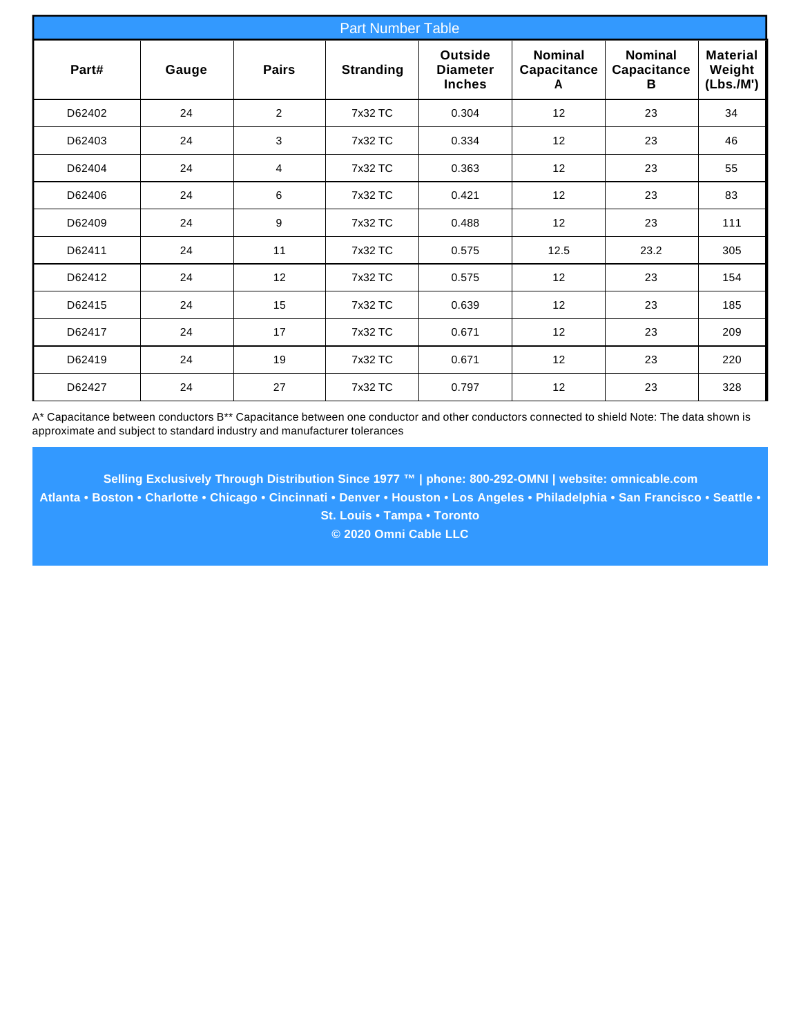## Part Number Table

| Part# | Gauge | Pairs | Stranding | Outside Diameter Inches | Nominal Capacitance A | Nominal Capacitance B | Material Weight (Lbs./M') |
| --- | --- | --- | --- | --- | --- | --- | --- |
| D62402 | 24 | 2 | 7x32 TC | 0.304 | 12 | 23 | 34 |
| D62403 | 24 | 3 | 7x32 TC | 0.334 | 12 | 23 | 46 |
| D62404 | 24 | 4 | 7x32 TC | 0.363 | 12 | 23 | 55 |
| D62406 | 24 | 6 | 7x32 TC | 0.421 | 12 | 23 | 83 |
| D62409 | 24 | 9 | 7x32 TC | 0.488 | 12 | 23 | 111 |
| D62411 | 24 | 11 | 7x32 TC | 0.575 | 12.5 | 23.2 | 305 |
| D62412 | 24 | 12 | 7x32 TC | 0.575 | 12 | 23 | 154 |
| D62415 | 24 | 15 | 7x32 TC | 0.639 | 12 | 23 | 185 |
| D62417 | 24 | 17 | 7x32 TC | 0.671 | 12 | 23 | 209 |
| D62419 | 24 | 19 | 7x32 TC | 0.671 | 12 | 23 | 220 |
| D62427 | 24 | 27 | 7x32 TC | 0.797 | 12 | 23 | 328 |

A* Capacitance between conductors B** Capacitance between one conductor and other conductors connected to shield Note: The data shown is approximate and subject to standard industry and manufacturer tolerances

**Selling Exclusively Through Distribution Since 1977 ™ | phone: 800-292-OMNI | website: omnicable.com**
**Atlanta • Boston • Charlotte • Chicago • Cincinnati • Denver • Houston • Los Angeles • Philadelphia • San Francisco • Seattle • St. Louis • Tampa • Toronto**
**© 2020 Omni Cable LLC**